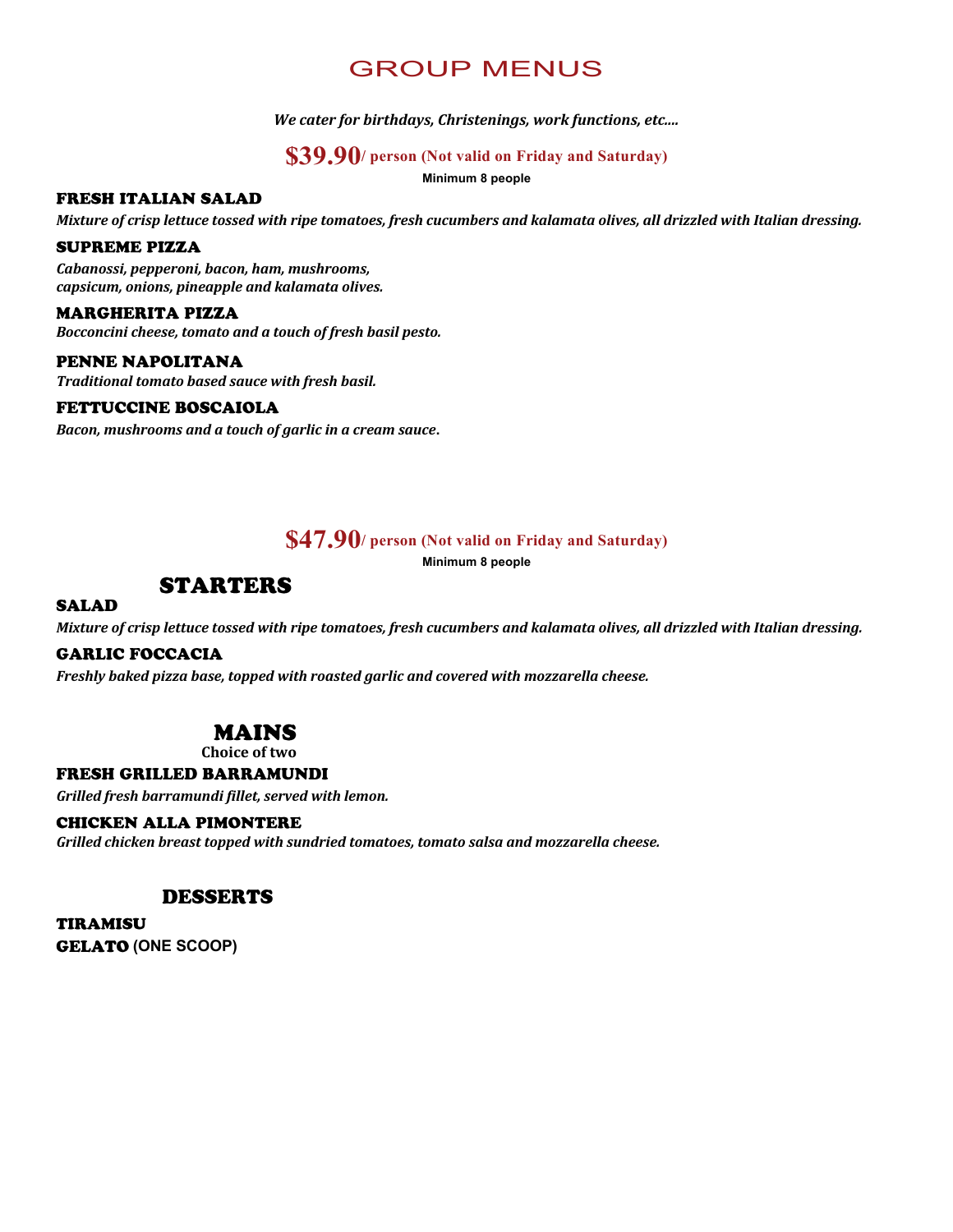# GROUP MENUS

***We cater for birthdays, Christenings, work functions, etc....***

## $39.90/ person (Not valid on Friday and Saturday)

**Minimum 8 people**

### FRESH ITALIAN SALAD
***Mixture of crisp lettuce tossed with ripe tomatoes, fresh cucumbers and kalamata olives, all drizzled with Italian dressing.***

### SUPREME PIZZA
***Cabanossi, pepperoni, bacon, ham, mushrooms, capsicum, onions, pineapple and kalamata olives.***

### MARGHERITA PIZZA
***Bocconcini cheese, tomato and a touch of fresh basil pesto.***

### PENNE NAPOLITANA
***Traditional tomato based sauce with fresh basil.***

### FETTUCCINE BOSCAIOLA
***Bacon, mushrooms and a touch of garlic in a cream sauce.***

## $47.90/ person (Not valid on Friday and Saturday)

**Minimum 8 people**

## STARTERS

### SALAD
***Mixture of crisp lettuce tossed with ripe tomatoes, fresh cucumbers and kalamata olives, all drizzled with Italian dressing.***

### GARLIC FOCCACIA
***Freshly baked pizza base, topped with roasted garlic and covered with mozzarella cheese.***

## MAINS

**Choice of two**

### FRESH GRILLED BARRAMUNDI
***Grilled fresh barramundi fillet, served with lemon.***

### CHICKEN ALLA PIMONTERE
***Grilled chicken breast topped with sundried tomatoes, tomato salsa and mozzarella cheese.***

## DESSERTS

**TIRAMISU**

**GELATO (ONE SCOOP)**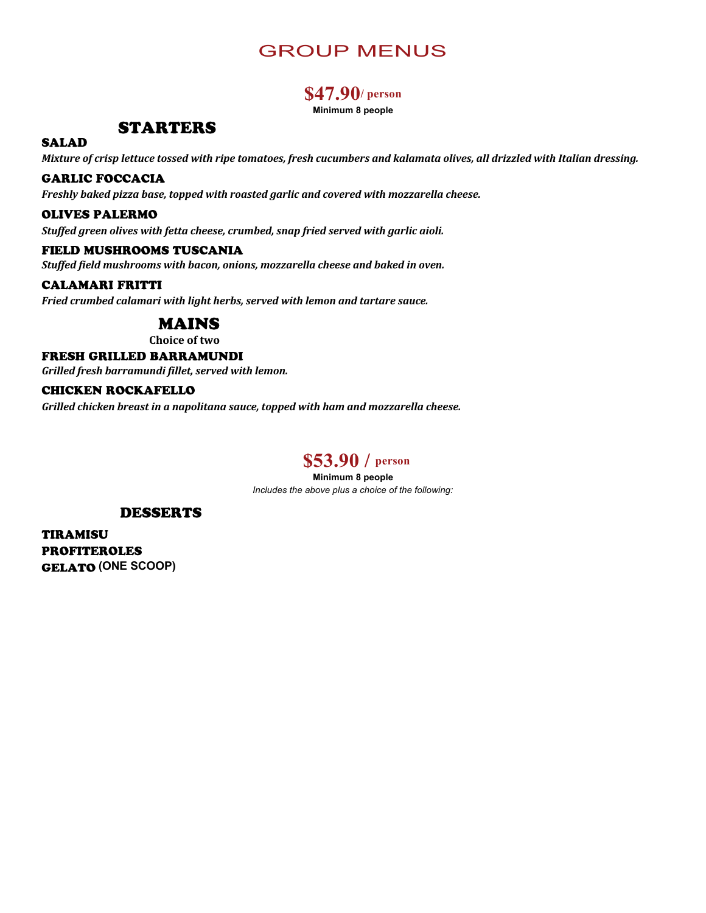# GROUP MENUS

**$47.90/ person**

**Minimum 8 people**

## STARTERS

### SALAD

***Mixture of crisp lettuce tossed with ripe tomatoes, fresh cucumbers and kalamata olives, all drizzled with Italian dressing.***

### GARLIC FOCCACIA

***Freshly baked pizza base, topped with roasted garlic and covered with mozzarella cheese.***

### OLIVES PALERMO

***Stuffed green olives with fetta cheese, crumbed, snap fried served with garlic aioli.***

### FIELD MUSHROOMS TUSCANIA

***Stuffed field mushrooms with bacon, onions, mozzarella cheese and baked in oven.***

### CALAMARI FRITTI

***Fried crumbed calamari with light herbs, served with lemon and tartare sauce.***

## MAINS

**Choice of two**

### FRESH GRILLED BARRAMUNDI

***Grilled fresh barramundi fillet, served with lemon.***

### CHICKEN ROCKAFELLO

***Grilled chicken breast in a napolitana sauce, topped with ham and mozzarella cheese.***

**$53.90 / person**

**Minimum 8 people**

*Includes the above plus a choice of the following:*

## DESSERTS

**TIRAMISU**
**PROFITEROLES**
**GELATO (ONE SCOOP)**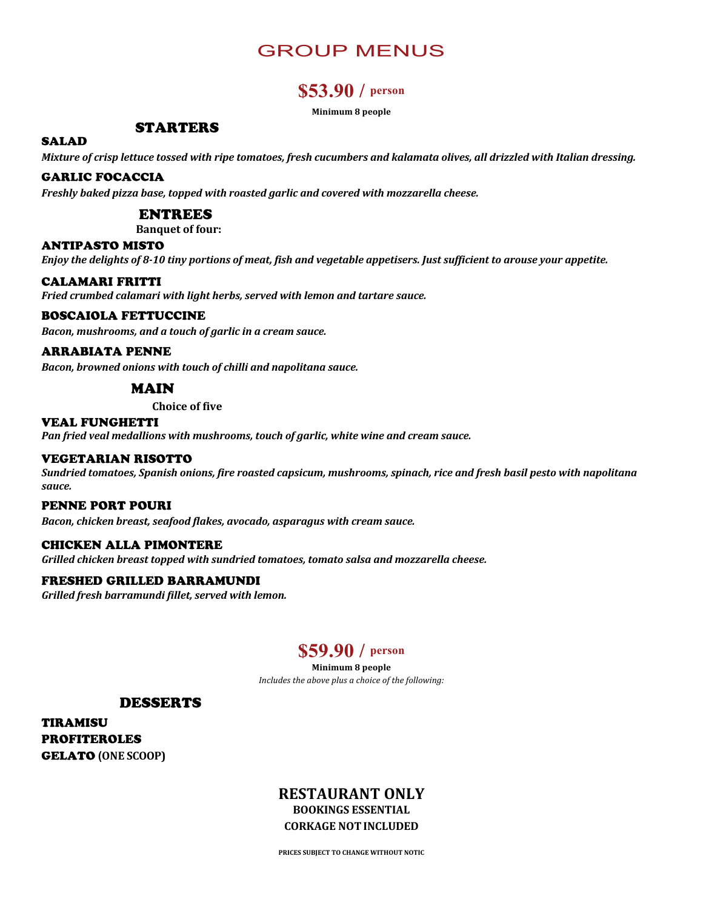# GROUP MENUS

## $53.90 / person

**Minimum 8 people**

## STARTERS

### SALAD

***Mixture of crisp lettuce tossed with ripe tomatoes, fresh cucumbers and kalamata olives, all drizzled with Italian dressing.***

### GARLIC FOCACCIA

***Freshly baked pizza base, topped with roasted garlic and covered with mozzarella cheese.***

## ENTREES

**Banquet of four:**

### ANTIPASTO MISTO

***Enjoy the delights of 8-10 tiny portions of meat, fish and vegetable appetisers. Just sufficient to arouse your appetite.***

### CALAMARI FRITTI

***Fried crumbed calamari with light herbs, served with lemon and tartare sauce.***

### BOSCAIOLA FETTUCCINE

***Bacon, mushrooms, and a touch of garlic in a cream sauce.***

### ARRABIATA PENNE

***Bacon, browned onions with touch of chilli and napolitana sauce.***

## MAIN

**Choice of five**

### VEAL FUNGHETTI

***Pan fried veal medallions with mushrooms, touch of garlic, white wine and cream sauce.***

### VEGETARIAN RISOTTO

***Sundried tomatoes, Spanish onions, fire roasted capsicum, mushrooms, spinach, rice and fresh basil pesto with napolitana sauce.***

### PENNE PORT POURI

***Bacon, chicken breast, seafood flakes, avocado, asparagus with cream sauce.***

### CHICKEN ALLA PIMONTERE

***Grilled chicken breast topped with sundried tomatoes, tomato salsa and mozzarella cheese.***

### FRESHED GRILLED BARRAMUNDI

***Grilled fresh barramundi fillet, served with lemon.***

## $59.90 / person

**Minimum 8 people**

*Includes the above plus a choice of the following:*

## DESSERTS

**TIRAMISU**
**PROFITEROLES**
**GELATO (ONE SCOOP)**

## RESTAURANT ONLY

**BOOKINGS ESSENTIAL**

**CORKAGE NOT INCLUDED**

**PRICES SUBJECT TO CHANGE WITHOUT NOTIC**